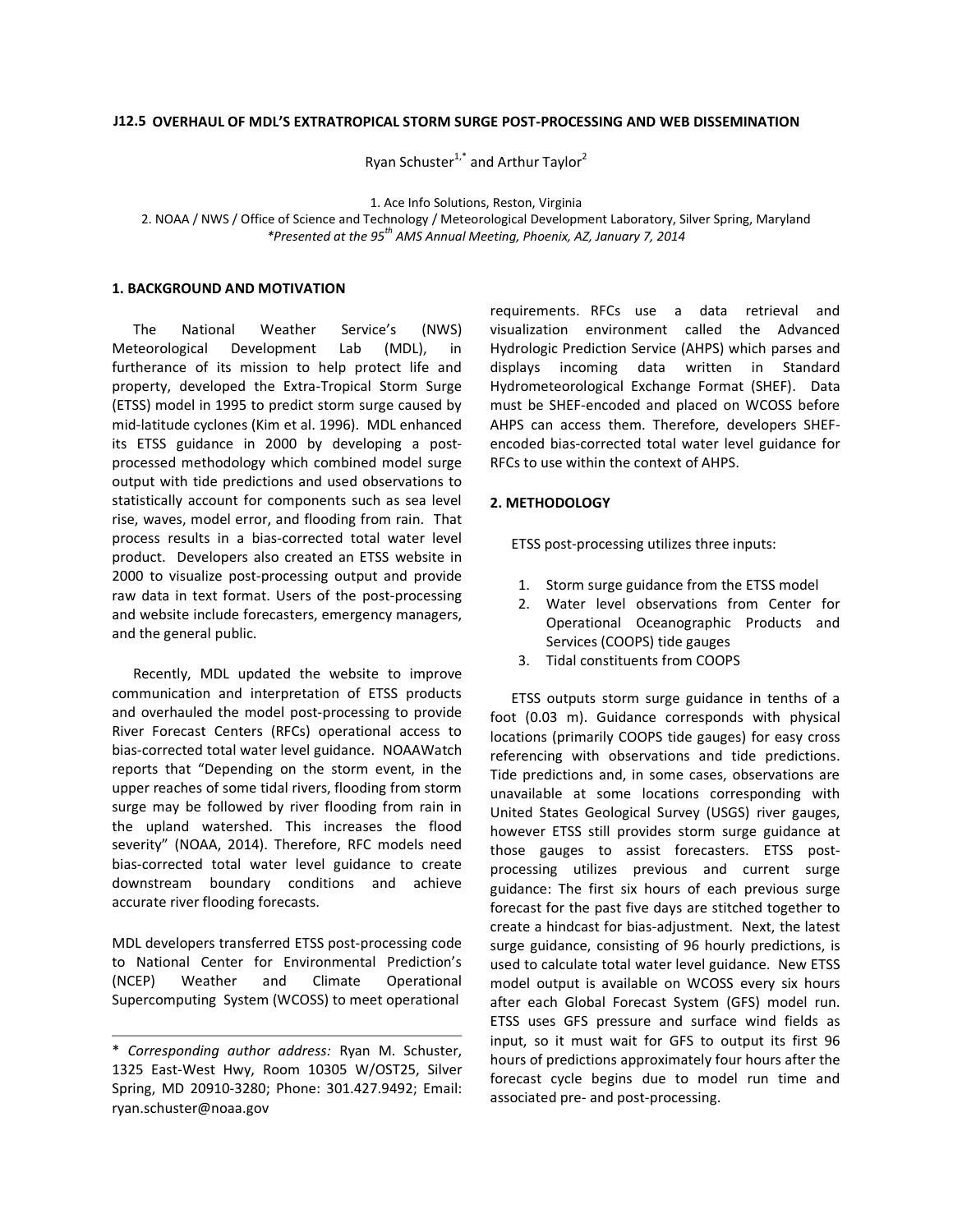# J12.5 OVERHAUL OF MDL'S EXTRATROPICAL STORM SURGE POST-PROCESSING AND WEB DISSEMINATION

Ryan Schuster[1,*] and Arthur Taylor[2]

1. Ace Info Solutions, Reston, Virginia
2. NOAA / NWS / Office of Science and Technology / Meteorological Development Laboratory, Silver Spring, Maryland

*\*Presented at the 95[th] AMS Annual Meeting, Phoenix, AZ, January 7, 2014*

## 1. BACKGROUND AND MOTIVATION

The National Weather Service's (NWS) Meteorological Development Lab (MDL), in furtherance of its mission to help protect life and property, developed the Extra-Tropical Storm Surge (ETSS) model in 1995 to predict storm surge caused by mid-latitude cyclones (Kim et al. 1996). MDL enhanced its ETSS guidance in 2000 by developing a post-processed methodology which combined model surge output with tide predictions and used observations to statistically account for components such as sea level rise, waves, model error, and flooding from rain. That process results in a bias-corrected total water level product. Developers also created an ETSS website in 2000 to visualize post-processing output and provide raw data in text format. Users of the post-processing and website include forecasters, emergency managers, and the general public.

Recently, MDL updated the website to improve communication and interpretation of ETSS products and overhauled the model post-processing to provide River Forecast Centers (RFCs) operational access to bias-corrected total water level guidance. NOAAWatch reports that "Depending on the storm event, in the upper reaches of some tidal rivers, flooding from storm surge may be followed by river flooding from rain in the upland watershed. This increases the flood severity" (NOAA, 2014). Therefore, RFC models need bias-corrected total water level guidance to create downstream boundary conditions and achieve accurate river flooding forecasts.

MDL developers transferred ETSS post-processing code to National Center for Environmental Prediction's (NCEP) Weather and Climate Operational Supercomputing System (WCOSS) to meet operational requirements. RFCs use a data retrieval and visualization environment called the Advanced Hydrologic Prediction Service (AHPS) which parses and displays incoming data written in Standard Hydrometeorological Exchange Format (SHEF). Data must be SHEF-encoded and placed on WCOSS before AHPS can access them. Therefore, developers SHEF-encoded bias-corrected total water level guidance for RFCs to use within the context of AHPS.

## 2. METHODOLOGY

ETSS post-processing utilizes three inputs:

1. Storm surge guidance from the ETSS model
2. Water level observations from Center for Operational Oceanographic Products and Services (COOPS) tide gauges
3. Tidal constituents from COOPS

ETSS outputs storm surge guidance in tenths of a foot (0.03 m). Guidance corresponds with physical locations (primarily COOPS tide gauges) for easy cross referencing with observations and tide predictions. Tide predictions and, in some cases, observations are unavailable at some locations corresponding with United States Geological Survey (USGS) river gauges, however ETSS still provides storm surge guidance at those gauges to assist forecasters. ETSS post-processing utilizes previous and current surge guidance: The first six hours of each previous surge forecast for the past five days are stitched together to create a hindcast for bias-adjustment. Next, the latest surge guidance, consisting of 96 hourly predictions, is used to calculate total water level guidance. New ETSS model output is available on WCOSS every six hours after each Global Forecast System (GFS) model run. ETSS uses GFS pressure and surface wind fields as input, so it must wait for GFS to output its first 96 hours of predictions approximately four hours after the forecast cycle begins due to model run time and associated pre- and post-processing.

---

\* *Corresponding author address:* Ryan M. Schuster, 1325 East-West Hwy, Room 10305 W/OST25, Silver Spring, MD 20910-3280; Phone: 301.427.9492; Email: ryan.schuster@noaa.gov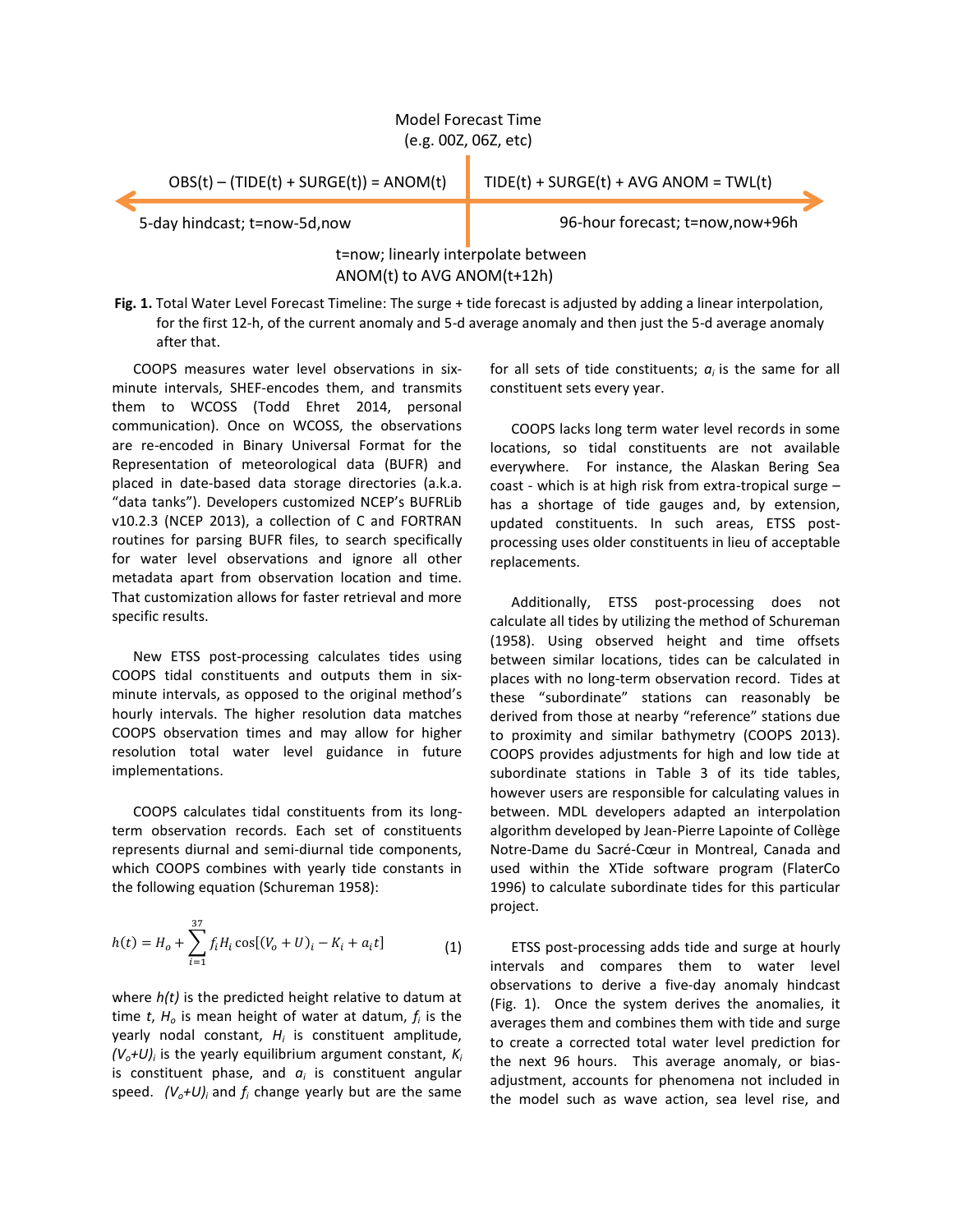Model Forecast Time
(e.g. 00Z, 06Z, etc)

OBS(t) – (TIDE(t) + SURGE(t)) = ANOM(t) | TIDE(t) + SURGE(t) + AVG ANOM = TWL(t)

5-day hindcast; t=now-5d,now | 96-hour forecast; t=now,now+96h

t=now; linearly interpolate between ANOM(t) to AVG ANOM(t+12h)

**Fig. 1.** Total Water Level Forecast Timeline: The surge + tide forecast is adjusted by adding a linear interpolation, for the first 12-h, of the current anomaly and 5-d average anomaly and then just the 5-d average anomaly after that.

COOPS measures water level observations in six-minute intervals, SHEF-encodes them, and transmits them to WCOSS (Todd Ehret 2014, personal communication). Once on WCOSS, the observations are re-encoded in Binary Universal Format for the Representation of meteorological data (BUFR) and placed in date-based data storage directories (a.k.a. "data tanks"). Developers customized NCEP's BUFRLib v10.2.3 (NCEP 2013), a collection of C and FORTRAN routines for parsing BUFR files, to search specifically for water level observations and ignore all other metadata apart from observation location and time. That customization allows for faster retrieval and more specific results.

New ETSS post-processing calculates tides using COOPS tidal constituents and outputs them in six-minute intervals, as opposed to the original method's hourly intervals. The higher resolution data matches COOPS observation times and may allow for higher resolution total water level guidance in future implementations.

COOPS calculates tidal constituents from its long-term observation records. Each set of constituents represents diurnal and semi-diurnal tide components, which COOPS combines with yearly tide constants in the following equation (Schureman 1958):

$$h(t) = H_o + \sum_{i=1}^{37} f_i H_i \cos[(V_o + U)_i - K_i + a_i t] \qquad (1)$$

where *h(t)* is the predicted height relative to datum at time *t*, $H_o$ is mean height of water at datum, $f_i$ is the yearly nodal constant, $H_i$ is constituent amplitude, $(V_o+U)_i$ is the yearly equilibrium argument constant, $K_i$ is constituent phase, and $a_i$ is constituent angular speed. $(V_o+U)_i$ and $f_i$ change yearly but are the same for all sets of tide constituents; $a_i$ is the same for all constituent sets every year.

COOPS lacks long term water level records in some locations, so tidal constituents are not available everywhere. For instance, the Alaskan Bering Sea coast - which is at high risk from extra-tropical surge – has a shortage of tide gauges and, by extension, updated constituents. In such areas, ETSS post-processing uses older constituents in lieu of acceptable replacements.

Additionally, ETSS post-processing does not calculate all tides by utilizing the method of Schureman (1958). Using observed height and time offsets between similar locations, tides can be calculated in places with no long-term observation record. Tides at these "subordinate" stations can reasonably be derived from those at nearby "reference" stations due to proximity and similar bathymetry (COOPS 2013). COOPS provides adjustments for high and low tide at subordinate stations in Table 3 of its tide tables, however users are responsible for calculating values in between. MDL developers adapted an interpolation algorithm developed by Jean-Pierre Lapointe of Collège Notre-Dame du Sacré-Cœur in Montreal, Canada and used within the XTide software program (FlaterCo 1996) to calculate subordinate tides for this particular project.

ETSS post-processing adds tide and surge at hourly intervals and compares them to water level observations to derive a five-day anomaly hindcast (Fig. 1). Once the system derives the anomalies, it averages them and combines them with tide and surge to create a corrected total water level prediction for the next 96 hours. This average anomaly, or bias-adjustment, accounts for phenomena not included in the model such as wave action, sea level rise, and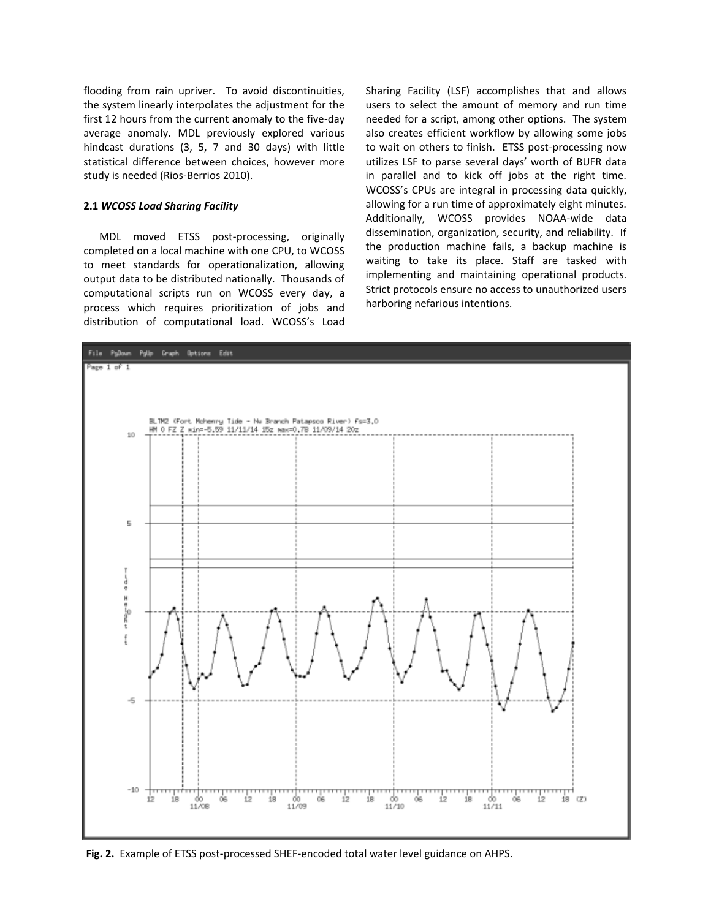flooding from rain upriver. To avoid discontinuities, the system linearly interpolates the adjustment for the first 12 hours from the current anomaly to the five-day average anomaly. MDL previously explored various hindcast durations (3, 5, 7 and 30 days) with little statistical difference between choices, however more study is needed (Rios-Berrios 2010).

**2.1 *WCOSS Load Sharing Facility***

MDL moved ETSS post-processing, originally completed on a local machine with one CPU, to WCOSS to meet standards for operationalization, allowing output data to be distributed nationally. Thousands of computational scripts run on WCOSS every day, a process which requires prioritization of jobs and distribution of computational load. WCOSS's Load Sharing Facility (LSF) accomplishes that and allows users to select the amount of memory and run time needed for a script, among other options. The system also creates efficient workflow by allowing some jobs to wait on others to finish. ETSS post-processing now utilizes LSF to parse several days' worth of BUFR data in parallel and to kick off jobs at the right time. WCOSS's CPUs are integral in processing data quickly, allowing for a run time of approximately eight minutes. Additionally, WCOSS provides NOAA-wide data dissemination, organization, security, and reliability. If the production machine fails, a backup machine is waiting to take its place. Staff are tasked with implementing and maintaining operational products. Strict protocols ensure no access to unauthorized users harboring nefarious intentions.

**Fig. 2.** Example of ETSS post-processed SHEF-encoded total water level guidance on AHPS.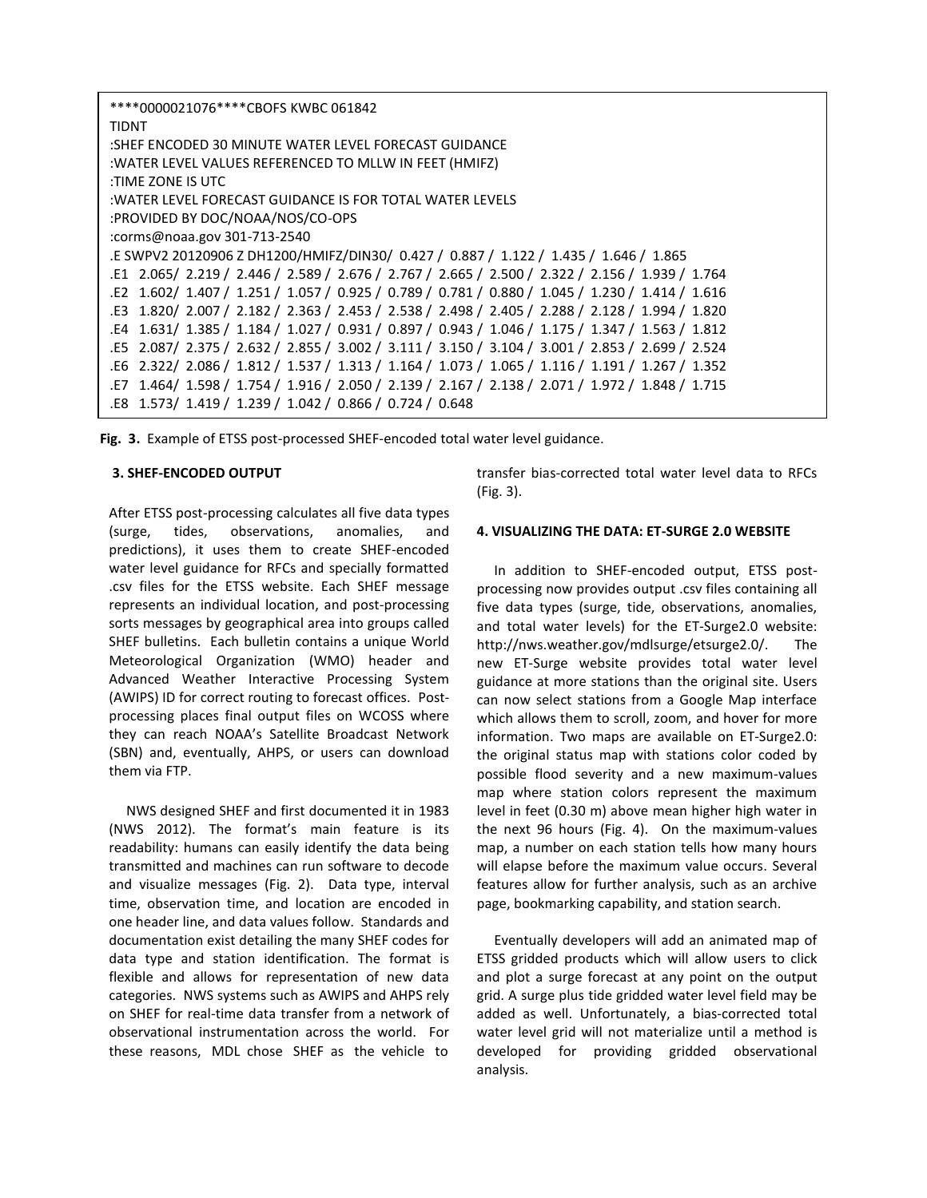```
****0000021076****CBOFS KWBC 061842
TIDNT
:SHEF ENCODED 30 MINUTE WATER LEVEL FORECAST GUIDANCE
:WATER LEVEL VALUES REFERENCED TO MLLW IN FEET (HMIFZ)
:TIME ZONE IS UTC
:WATER LEVEL FORECAST GUIDANCE IS FOR TOTAL WATER LEVELS
:PROVIDED BY DOC/NOAA/NOS/CO-OPS
:corms@noaa.gov 301-713-2540
.E SWPV2 20120906 Z DH1200/HMIFZ/DIN30/  0.427 /  0.887 /  1.122 /  1.435 /  1.646 /  1.865
.E1  2.065/ 2.219 / 2.446 / 2.589 / 2.676 / 2.767 / 2.665 / 2.500 / 2.322 / 2.156 / 1.939 / 1.764
.E2  1.602/ 1.407 / 1.251 / 1.057 / 0.925 / 0.789 / 0.781 / 0.880 / 1.045 / 1.230 / 1.414 / 1.616
.E3  1.820/ 2.007 / 2.182 / 2.363 / 2.453 / 2.538 / 2.498 / 2.405 / 2.288 / 2.128 / 1.994 / 1.820
.E4  1.631/ 1.385 / 1.184 / 1.027 / 0.931 / 0.897 / 0.943 / 1.046 / 1.175 / 1.347 / 1.563 / 1.812
.E5  2.087/ 2.375 / 2.632 / 2.855 / 3.002 / 3.111 / 3.150 / 3.104 / 3.001 / 2.853 / 2.699 / 2.524
.E6  2.322/ 2.086 / 1.812 / 1.537 / 1.313 / 1.164 / 1.073 / 1.065 / 1.116 / 1.191 / 1.267 / 1.352
.E7  1.464/ 1.598 / 1.754 / 1.916 / 2.050 / 2.139 / 2.167 / 2.138 / 2.071 / 1.972 / 1.848 / 1.715
.E8  1.573/ 1.419 / 1.239 / 1.042 / 0.866 / 0.724 / 0.648
```

**Fig. 3.** Example of ETSS post-processed SHEF-encoded total water level guidance.

## 3. SHEF-ENCODED OUTPUT

After ETSS post-processing calculates all five data types (surge, tides, observations, anomalies, and predictions), it uses them to create SHEF-encoded water level guidance for RFCs and specially formatted .csv files for the ETSS website. Each SHEF message represents an individual location, and post-processing sorts messages by geographical area into groups called SHEF bulletins. Each bulletin contains a unique World Meteorological Organization (WMO) header and Advanced Weather Interactive Processing System (AWIPS) ID for correct routing to forecast offices. Post-processing places final output files on WCOSS where they can reach NOAA's Satellite Broadcast Network (SBN) and, eventually, AHPS, or users can download them via FTP.

NWS designed SHEF and first documented it in 1983 (NWS 2012). The format's main feature is its readability: humans can easily identify the data being transmitted and machines can run software to decode and visualize messages (Fig. 2). Data type, interval time, observation time, and location are encoded in one header line, and data values follow. Standards and documentation exist detailing the many SHEF codes for data type and station identification. The format is flexible and allows for representation of new data categories. NWS systems such as AWIPS and AHPS rely on SHEF for real-time data transfer from a network of observational instrumentation across the world. For these reasons, MDL chose SHEF as the vehicle to transfer bias-corrected total water level data to RFCs (Fig. 3).

## 4. VISUALIZING THE DATA: ET-SURGE 2.0 WEBSITE

In addition to SHEF-encoded output, ETSS post-processing now provides output .csv files containing all five data types (surge, tide, observations, anomalies, and total water levels) for the ET-Surge2.0 website: http://nws.weather.gov/mdlsurge/etsurge2.0/. The new ET-Surge website provides total water level guidance at more stations than the original site. Users can now select stations from a Google Map interface which allows them to scroll, zoom, and hover for more information. Two maps are available on ET-Surge2.0: the original status map with stations color coded by possible flood severity and a new maximum-values map where station colors represent the maximum level in feet (0.30 m) above mean higher high water in the next 96 hours (Fig. 4). On the maximum-values map, a number on each station tells how many hours will elapse before the maximum value occurs. Several features allow for further analysis, such as an archive page, bookmarking capability, and station search.

Eventually developers will add an animated map of ETSS gridded products which will allow users to click and plot a surge forecast at any point on the output grid. A surge plus tide gridded water level field may be added as well. Unfortunately, a bias-corrected total water level grid will not materialize until a method is developed for providing gridded observational analysis.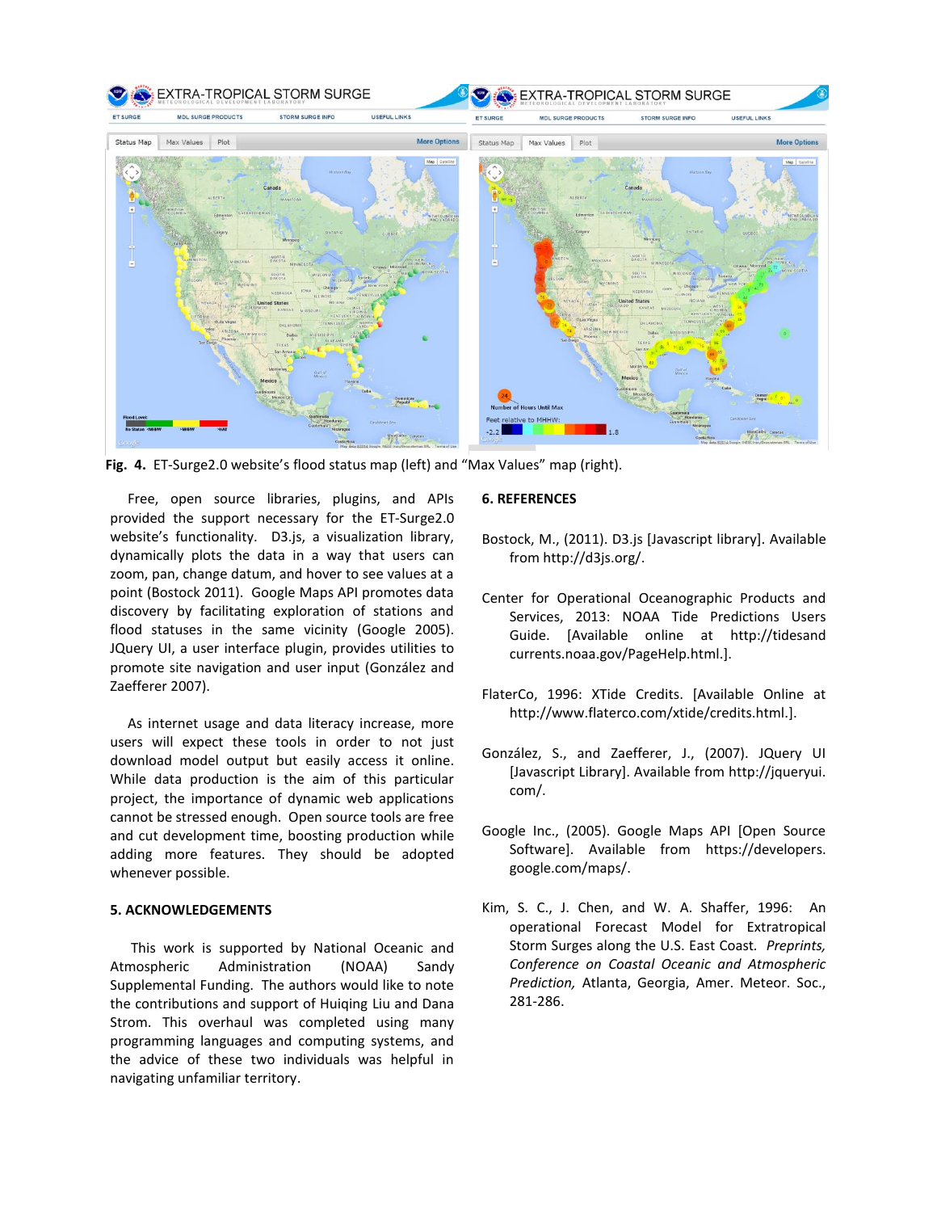**Fig. 4.** ET-Surge2.0 website's flood status map (left) and "Max Values" map (right).

Free, open source libraries, plugins, and APIs provided the support necessary for the ET-Surge2.0 website's functionality. D3.js, a visualization library, dynamically plots the data in a way that users can zoom, pan, change datum, and hover to see values at a point (Bostock 2011). Google Maps API promotes data discovery by facilitating exploration of stations and flood statuses in the same vicinity (Google 2005). JQuery UI, a user interface plugin, provides utilities to promote site navigation and user input (González and Zaefferer 2007).

As internet usage and data literacy increase, more users will expect these tools in order to not just download model output but easily access it online. While data production is the aim of this particular project, the importance of dynamic web applications cannot be stressed enough. Open source tools are free and cut development time, boosting production while adding more features. They should be adopted whenever possible.

## 5. ACKNOWLEDGEMENTS

This work is supported by National Oceanic and Atmospheric Administration (NOAA) Sandy Supplemental Funding. The authors would like to note the contributions and support of Huiqing Liu and Dana Strom. This overhaul was completed using many programming languages and computing systems, and the advice of these two individuals was helpful in navigating unfamiliar territory.

## 6. REFERENCES

Bostock, M., (2011). D3.js [Javascript library]. Available from http://d3js.org/.

Center for Operational Oceanographic Products and Services, 2013: NOAA Tide Predictions Users Guide. [Available online at http://tidesandcurrents.noaa.gov/PageHelp.html.].

FlaterCo, 1996: XTide Credits. [Available Online at http://www.flaterco.com/xtide/credits.html.].

González, S., and Zaefferer, J., (2007). JQuery UI [Javascript Library]. Available from http://jqueryui.com/.

Google Inc., (2005). Google Maps API [Open Source Software]. Available from https://developers.google.com/maps/.

Kim, S. C., J. Chen, and W. A. Shaffer, 1996: An operational Forecast Model for Extratropical Storm Surges along the U.S. East Coast. *Preprints, Conference on Coastal Oceanic and Atmospheric Prediction,* Atlanta, Georgia, Amer. Meteor. Soc., 281-286.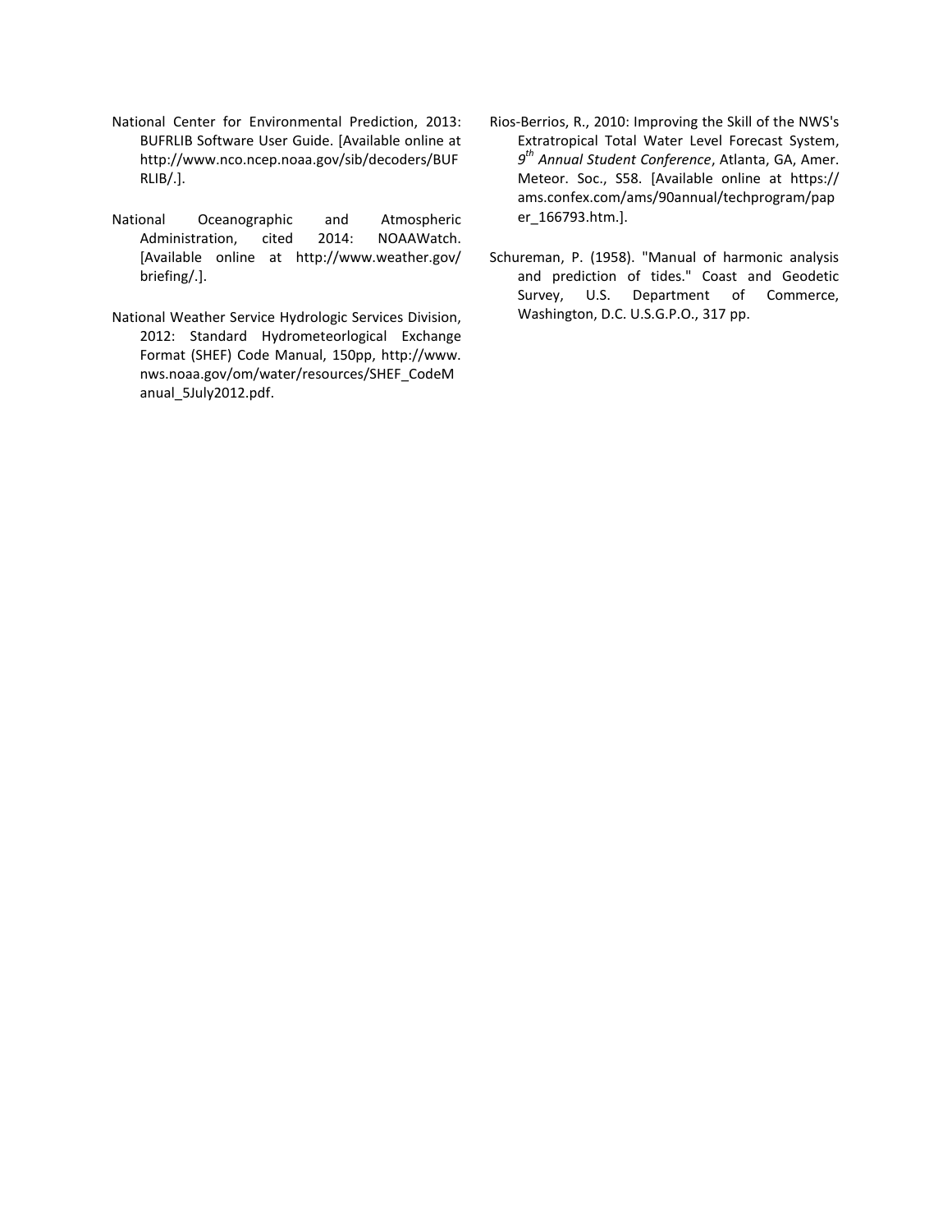National Center for Environmental Prediction, 2013: BUFRLIB Software User Guide. [Available online at http://www.nco.ncep.noaa.gov/sib/decoders/BUFRLIB/.].

National Oceanographic and Atmospheric Administration, cited 2014: NOAAWatch. [Available online at http://www.weather.gov/briefing/.].

National Weather Service Hydrologic Services Division, 2012: Standard Hydrometeorlogical Exchange Format (SHEF) Code Manual, 150pp, http://www.nws.noaa.gov/om/water/resources/SHEF_CodeManual_5July2012.pdf.

Rios-Berrios, R., 2010: Improving the Skill of the NWS's Extratropical Total Water Level Forecast System, *9th Annual Student Conference*, Atlanta, GA, Amer. Meteor. Soc., S58. [Available online at https://ams.confex.com/ams/90annual/techprogram/paper_166793.htm.].

Schureman, P. (1958). "Manual of harmonic analysis and prediction of tides." Coast and Geodetic Survey, U.S. Department of Commerce, Washington, D.C. U.S.G.P.O., 317 pp.